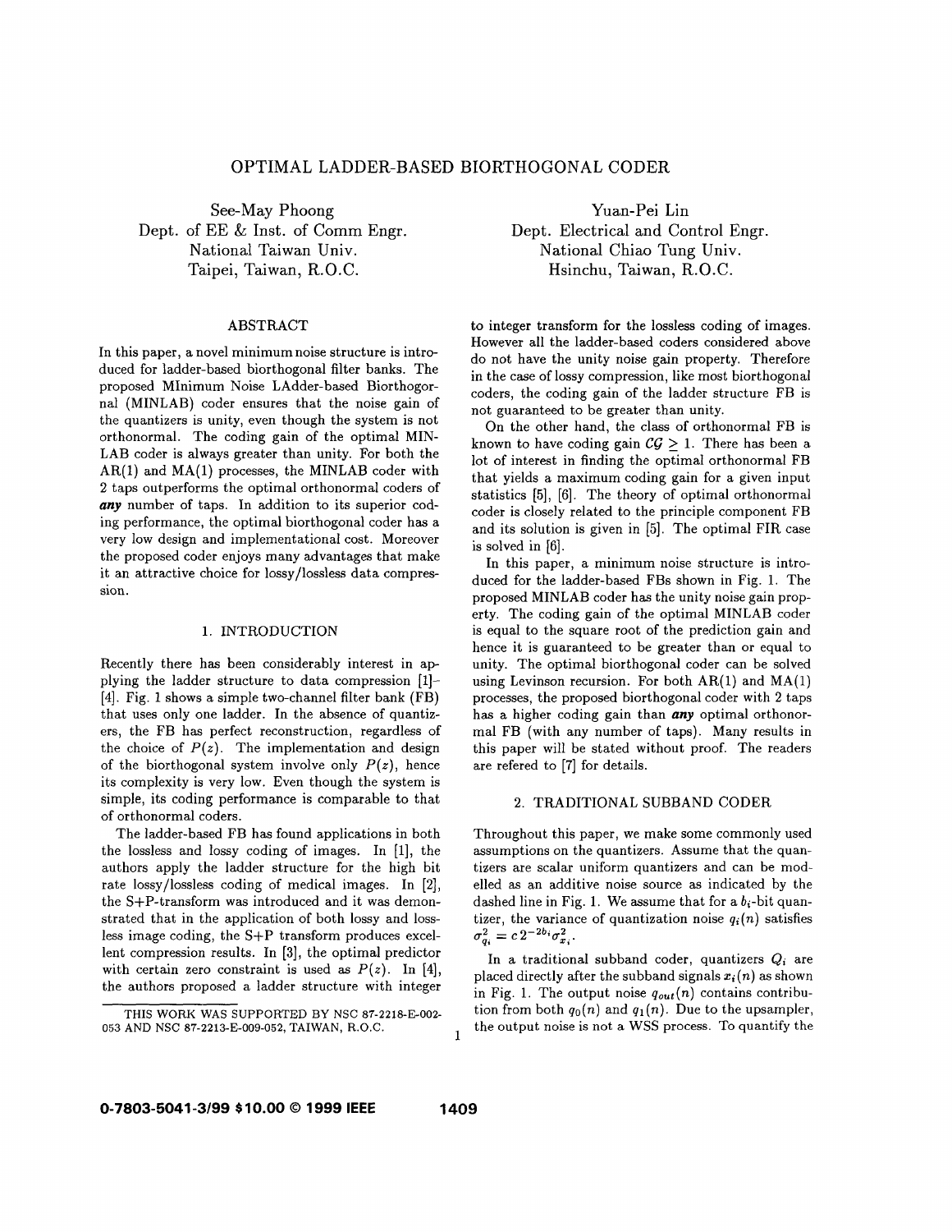# OPTIMAL LADDER-BASED BIORTHOGONAL CODER

See-May Phoong
Dept. of EE & Inst. of Comm Engr.
National Taiwan Univ.
Taipei, Taiwan, R.O.C.

Yuan-Pei Lin
Dept. Electrical and Control Engr.
National Chiao Tung Univ.
Hsinchu, Taiwan, R.O.C.

## ABSTRACT

In this paper, a novel minimum noise structure is introduced for ladder-based biorthogonal filter banks. The proposed MInimum Noise LAdder-based Biorthogornal (MINLAB) coder ensures that the noise gain of the quantizers is unity, even though the system is not orthonormal. The coding gain of the optimal MINLAB coder is always greater than unity. For both the AR(1) and MA(1) processes, the MINLAB coder with 2 taps outperforms the optimal orthonormal coders of ***any*** number of taps. In addition to its superior coding performance, the optimal biorthogonal coder has a very low design and implementational cost. Moreover the proposed coder enjoys many advantages that make it an attractive choice for lossy/lossless data compression.

## 1. INTRODUCTION

Recently there has been considerably interest in applying the ladder structure to data compression [1]–[4]. Fig. 1 shows a simple two-channel filter bank (FB) that uses only one ladder. In the absence of quantizers, the FB has perfect reconstruction, regardless of the choice of $P(z)$. The implementation and design of the biorthogonal system involve only $P(z)$, hence its complexity is very low. Even though the system is simple, its coding performance is comparable to that of orthonormal coders.

The ladder-based FB has found applications in both the lossless and lossy coding of images. In [1], the authors apply the ladder structure for the high bit rate lossy/lossless coding of medical images. In [2], the S+P-transform was introduced and it was demonstrated that in the application of both lossy and lossless image coding, the S+P transform produces excellent compression results. In [3], the optimal predictor with certain zero constraint is used as $P(z)$. In [4], the authors proposed a ladder structure with integer to integer transform for the lossless coding of images. However all the ladder-based coders considered above do not have the unity noise gain property. Therefore in the case of lossy compression, like most biorthogonal coders, the coding gain of the ladder structure FB is not guaranteed to be greater than unity.

On the other hand, the class of orthonormal FB is known to have coding gain $\mathcal{CG} \geq 1$. There has been a lot of interest in finding the optimal orthonormal FB that yields a maximum coding gain for a given input statistics [5], [6]. The theory of optimal orthonormal coder is closely related to the principle component FB and its solution is given in [5]. The optimal FIR case is solved in [6].

In this paper, a minimum noise structure is introduced for the ladder-based FBs shown in Fig. 1. The proposed MINLAB coder has the unity noise gain property. The coding gain of the optimal MINLAB coder is equal to the square root of the prediction gain and hence it is guaranteed to be greater than or equal to unity. The optimal biorthogonal coder can be solved using Levinson recursion. For both AR(1) and MA(1) processes, the proposed biorthogonal coder with 2 taps has a higher coding gain than ***any*** optimal orthonormal FB (with any number of taps). Many results in this paper will be stated without proof. The readers are refered to [7] for details.

## 2. TRADITIONAL SUBBAND CODER

Throughout this paper, we make some commonly used assumptions on the quantizers. Assume that the quantizers are scalar uniform quantizers and can be modelled as an additive noise source as indicated by the dashed line in Fig. 1. We assume that for a $b_i$-bit quantizer, the variance of quantization noise $q_i(n)$ satisfies $\sigma^2_{q_i} = c\,2^{-2b_i}\sigma^2_{x_i}$.

In a traditional subband coder, quantizers $Q_i$ are placed directly after the subband signals $x_i(n)$ as shown in Fig. 1. The output noise $q_{out}(n)$ contains contribution from both $q_0(n)$ and $q_1(n)$. Due to the upsampler, the output noise is not a WSS process. To quantify the

THIS WORK WAS SUPPORTED BY NSC 87-2218-E-002-053 AND NSC 87-2213-E-009-052, TAIWAN, R.O.C.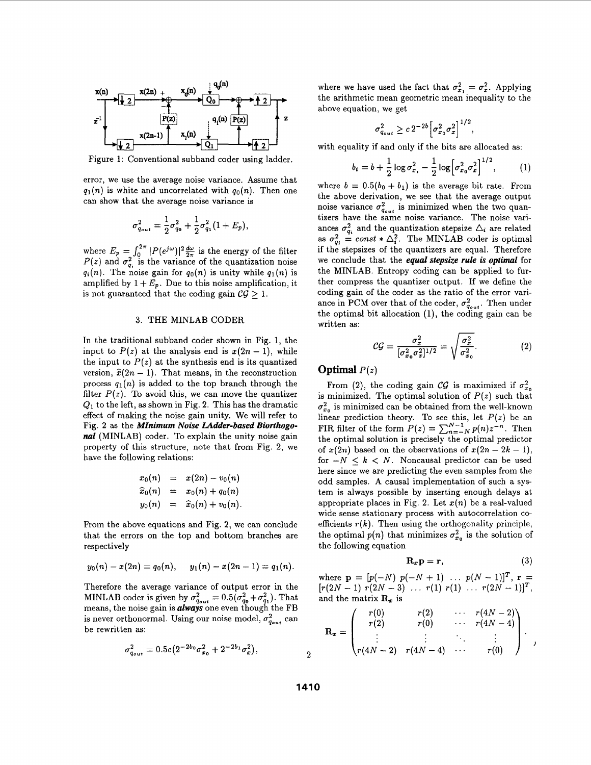Figure 1: Conventional subband coder using ladder.

error, we use the average noise variance. Assume that $q_1(n)$ is white and uncorrelated with $q_0(n)$. Then one can show that the average noise variance is

$$\sigma^2_{q_{out}} = \frac{1}{2}\sigma^2_{q_0} + \frac{1}{2}\sigma^2_{q_1}(1 + E_p),$$

where $E_p = \int_0^{2\pi} |P(e^{j\omega})|^2 \frac{d\omega}{2\pi}$ is the energy of the filter $P(z)$ and $\sigma^2_{q_i}$ is the variance of the quantization noise $q_i(n)$. The noise gain for $q_0(n)$ is unity while $q_1(n)$ is amplified by $1 + E_p$. Due to this noise amplification, it is not guaranteed that the coding gain $\mathcal{CG} \geq 1$.

## 3. THE MINLAB CODER

In the traditional subband coder shown in Fig. 1, the input to $P(z)$ at the analysis end is $x(2n-1)$, while the input to $P(z)$ at the synthesis end is its quantized version, $\widehat{x}(2n-1)$. That means, in the reconstruction process $q_1(n)$ is added to the top branch through the filter $P(z)$. To avoid this, we can move the quantizer $Q_1$ to the left, as shown in Fig. 2. This has the dramatic effect of making the noise gain unity. We will refer to Fig. 2 as the ***MInimum Noise LAdder-based Biorthogonal*** (MINLAB) coder. To explain the unity noise gain property of this structure, note that from Fig. 2, we have the following relations:

$$\begin{aligned} x_0(n) &= x(2n) - v_0(n) \\ \widehat{x}_0(n) &= x_0(n) + q_0(n) \\ y_0(n) &= \widehat{x}_0(n) + v_0(n). \end{aligned}$$

From the above equations and Fig. 2, we can conclude that the errors on the top and bottom branches are respectively

$$y_0(n) - x(2n) = q_0(n), \quad y_1(n) - x(2n-1) = q_1(n).$$

Therefore the average variance of output error in the MINLAB coder is given by $\sigma^2_{q_{out}} = 0.5(\sigma^2_{q_0} + \sigma^2_{q_1})$. That means, the noise gain is ***always*** one even though the FB is never orthonormal. Using our noise model, $\sigma^2_{q_{out}}$ can be rewritten as:

$$\sigma^2_{q_{out}} = 0.5c(2^{-2b_0}\sigma^2_{x_0} + 2^{-2b_1}\sigma^2_x),$$

where we have used the fact that $\sigma^2_{x_1} = \sigma^2_x$. Applying the arithmetic mean geometric mean inequality to the above equation, we get

$$\sigma^2_{q_{out}} \geq c\,2^{-2b}\left[\sigma^2_{x_0}\sigma^2_x\right]^{1/2},$$

with equality if and only if the bits are allocated as:

$$b_i = b + \frac{1}{2}\log\sigma^2_{x_i} - \frac{1}{2}\log\left[\sigma^2_{x_0}\sigma^2_x\right]^{1/2}, \tag{1}$$

where $b = 0.5(b_0 + b_1)$ is the average bit rate. From the above derivation, we see that the average output noise variance $\sigma^2_{q_{out}}$ is minimized when the two quantizers have the same noise variance. The noise variances $\sigma^2_{q_i}$ and the quantization stepsize $\Delta_i$ are related as $\sigma^2_{q_i} = const * \Delta^2_i$. The MINLAB coder is optimal if the stepsizes of the quantizers are equal. Therefore we conclude that the ***equal stepsize rule is optimal*** for the MINLAB. Entropy coding can be applied to further compress the quantizer output. If we define the coding gain of the coder as the ratio of the error variance in PCM over that of the coder, $\sigma^2_{q_{out}}$. Then under the optimal bit allocation (1), the coding gain can be written as:

$$\mathcal{CG} = \frac{\sigma^2_x}{[\sigma^2_{x_0}\sigma^2_x]^{1/2}} = \sqrt{\frac{\sigma^2_x}{\sigma^2_{x_0}}}. \tag{2}$$

### Optimal $P(z)$

From (2), the coding gain $\mathcal{CG}$ is maximized if $\sigma^2_{x_0}$ is minimized. The optimal solution of $P(z)$ such that $\sigma^2_{x_0}$ is minimized can be obtained from the well-known linear prediction theory. To see this, let $P(z)$ be an FIR filter of the form $P(z) = \sum_{n=-N}^{N-1} p(n)z^{-n}$. Then the optimal solution is precisely the optimal predictor of $x(2n)$ based on the observations of $x(2n-2k-1)$, for $-N \leq k < N$. Noncausal predictor can be used here since we are predicting the even samples from the odd samples. A causal implementation of such a system is always possible by inserting enough delays at appropriate places in Fig. 2. Let $x(n)$ be a real-valued wide sense stationary process with autocorrelation coefficients $r(k)$. Then using the orthogonality principle, the optimal $p(n)$ that minimizes $\sigma^2_{x_0}$ is the solution of the following equation

$$\mathbf{R}_x\mathbf{p} = \mathbf{r}, \tag{3}$$

where $\mathbf{p} = [p(-N)\ p(-N+1)\ \ldots\ p(N-1)]^T$, $\mathbf{r} = [r(2N-1)\ r(2N-3)\ \ldots\ r(1)\ r(1)\ \ldots\ r(2N-1)]^T$, and the matrix $\mathbf{R}_x$ is

$$\mathbf{R}_x = \begin{pmatrix} r(0) & r(2) & \cdots & r(4N-2) \\ r(2) & r(0) & \cdots & r(4N-4) \\ \vdots & \vdots & \ddots & \vdots \\ r(4N-2) & r(4N-4) & \cdots & r(0) \end{pmatrix},$$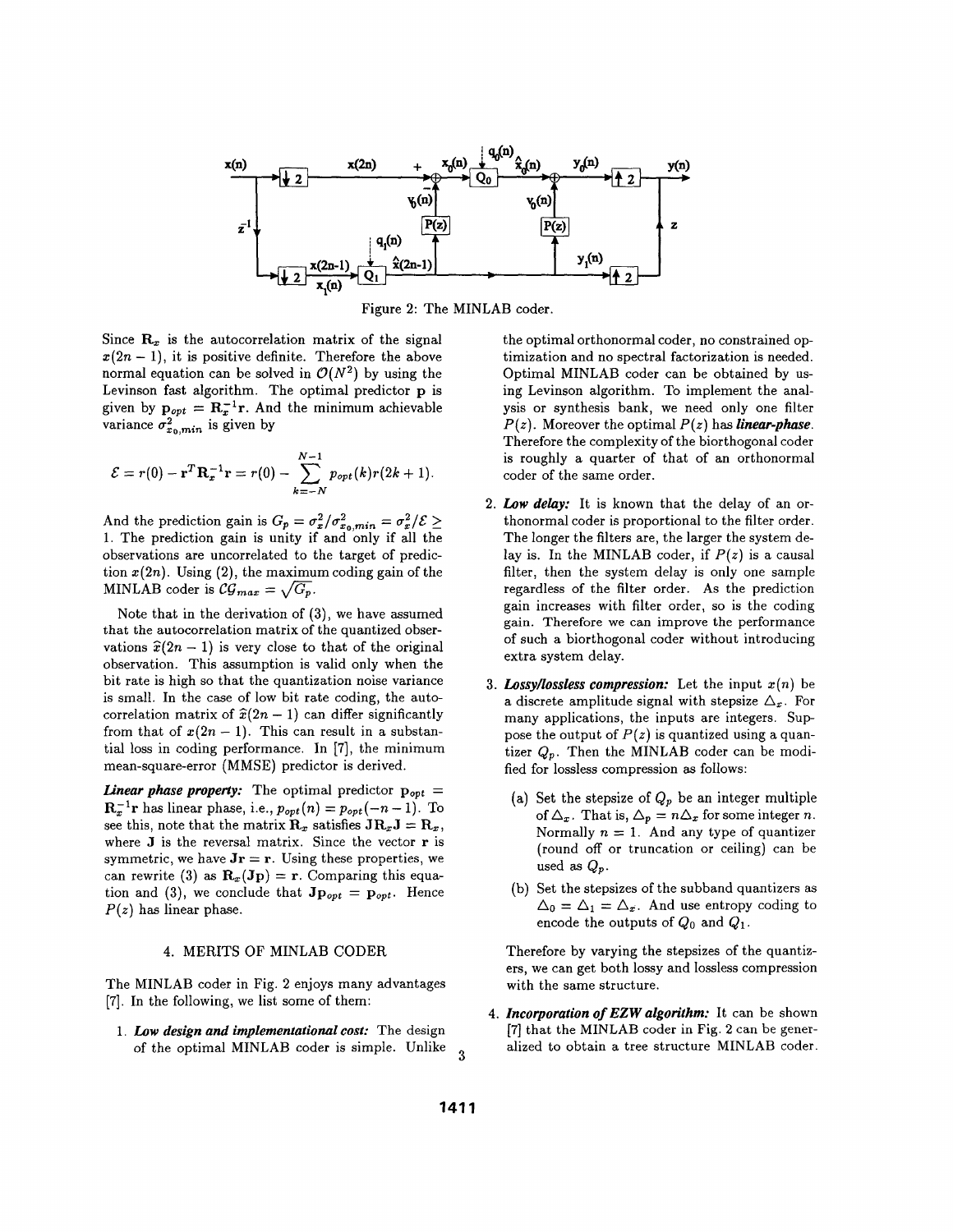Figure 2: The MINLAB coder.

Since $\mathbf{R}_x$ is the autocorrelation matrix of the signal $x(2n-1)$, it is positive definite. Therefore the above normal equation can be solved in $\mathcal{O}(N^2)$ by using the Levinson fast algorithm. The optimal predictor $\mathbf{p}$ is given by $\mathbf{p}_{opt} = \mathbf{R}_x^{-1}\mathbf{r}$. And the minimum achievable variance $\sigma^2_{x_0,min}$ is given by

$$\mathcal{E} = r(0) - \mathbf{r}^T\mathbf{R}_x^{-1}\mathbf{r} = r(0) - \sum_{k=-N}^{N-1} p_{opt}(k) r(2k+1).$$

And the prediction gain is $G_p = \sigma_x^2/\sigma^2_{x_0,min} = \sigma_x^2/\mathcal{E} \geq 1$. The prediction gain is unity if and only if all the observations are uncorrelated to the target of prediction $x(2n)$. Using (2), the maximum coding gain of the MINLAB coder is $\mathcal{CG}_{max} = \sqrt{G_p}$.

Note that in the derivation of (3), we have assumed that the autocorrelation matrix of the quantized observations $\widehat{x}(2n-1)$ is very close to that of the original observation. This assumption is valid only when the bit rate is high so that the quantization noise variance is small. In the case of low bit rate coding, the autocorrelation matrix of $\widehat{x}(2n-1)$ can differ significantly from that of $x(2n-1)$. This can result in a substantial loss in coding performance. In [7], the minimum mean-square-error (MMSE) predictor is derived.

***Linear phase property:*** The optimal predictor $\mathbf{p}_{opt} = \mathbf{R}_x^{-1}\mathbf{r}$ has linear phase, i.e., $p_{opt}(n) = p_{opt}(-n-1)$. To see this, note that the matrix $\mathbf{R}_x$ satisfies $\mathbf{J}\mathbf{R}_x\mathbf{J} = \mathbf{R}_x$, where $\mathbf{J}$ is the reversal matrix. Since the vector $\mathbf{r}$ is symmetric, we have $\mathbf{J}\mathbf{r} = \mathbf{r}$. Using these properties, we can rewrite (3) as $\mathbf{R}_x(\mathbf{J}\mathbf{p}) = \mathbf{r}$. Comparing this equation and (3), we conclude that $\mathbf{J}\mathbf{p}_{opt} = \mathbf{p}_{opt}$. Hence $P(z)$ has linear phase.

## 4. MERITS OF MINLAB CODER

The MINLAB coder in Fig. 2 enjoys many advantages [7]. In the following, we list some of them:

1. ***Low design and implementational cost:*** The design of the optimal MINLAB coder is simple. Unlike the optimal orthonormal coder, no constrained optimization and no spectral factorization is needed. Optimal MINLAB coder can be obtained by using Levinson algorithm. To implement the analysis or synthesis bank, we need only one filter $P(z)$. Moreover the optimal $P(z)$ has ***linear-phase***. Therefore the complexity of the biorthogonal coder is roughly a quarter of that of an orthonormal coder of the same order.

2. ***Low delay:*** It is known that the delay of an orthonormal coder is proportional to the filter order. The longer the filters are, the larger the system delay is. In the MINLAB coder, if $P(z)$ is a causal filter, then the system delay is only one sample regardless of the filter order. As the prediction gain increases with filter order, so is the coding gain. Therefore we can improve the performance of such a biorthogonal coder without introducing extra system delay.

3. ***Lossy/lossless compression:*** Let the input $x(n)$ be a discrete amplitude signal with stepsize $\Delta_x$. For many applications, the inputs are integers. Suppose the output of $P(z)$ is quantized using a quantizer $Q_p$. Then the MINLAB coder can be modified for lossless compression as follows:

   (a) Set the stepsize of $Q_p$ be an integer multiple of $\Delta_x$. That is, $\Delta_p = n\Delta_x$ for some integer $n$. Normally $n = 1$. And any type of quantizer (round off or truncation or ceiling) can be used as $Q_p$.

   (b) Set the stepsizes of the subband quantizers as $\Delta_0 = \Delta_1 = \Delta_x$. And use entropy coding to encode the outputs of $Q_0$ and $Q_1$.

   Therefore by varying the stepsizes of the quantizers, we can get both lossy and lossless compression with the same structure.

4. ***Incorporation of EZW algorithm:*** It can be shown [7] that the MINLAB coder in Fig. 2 can be generalized to obtain a tree structure MINLAB coder.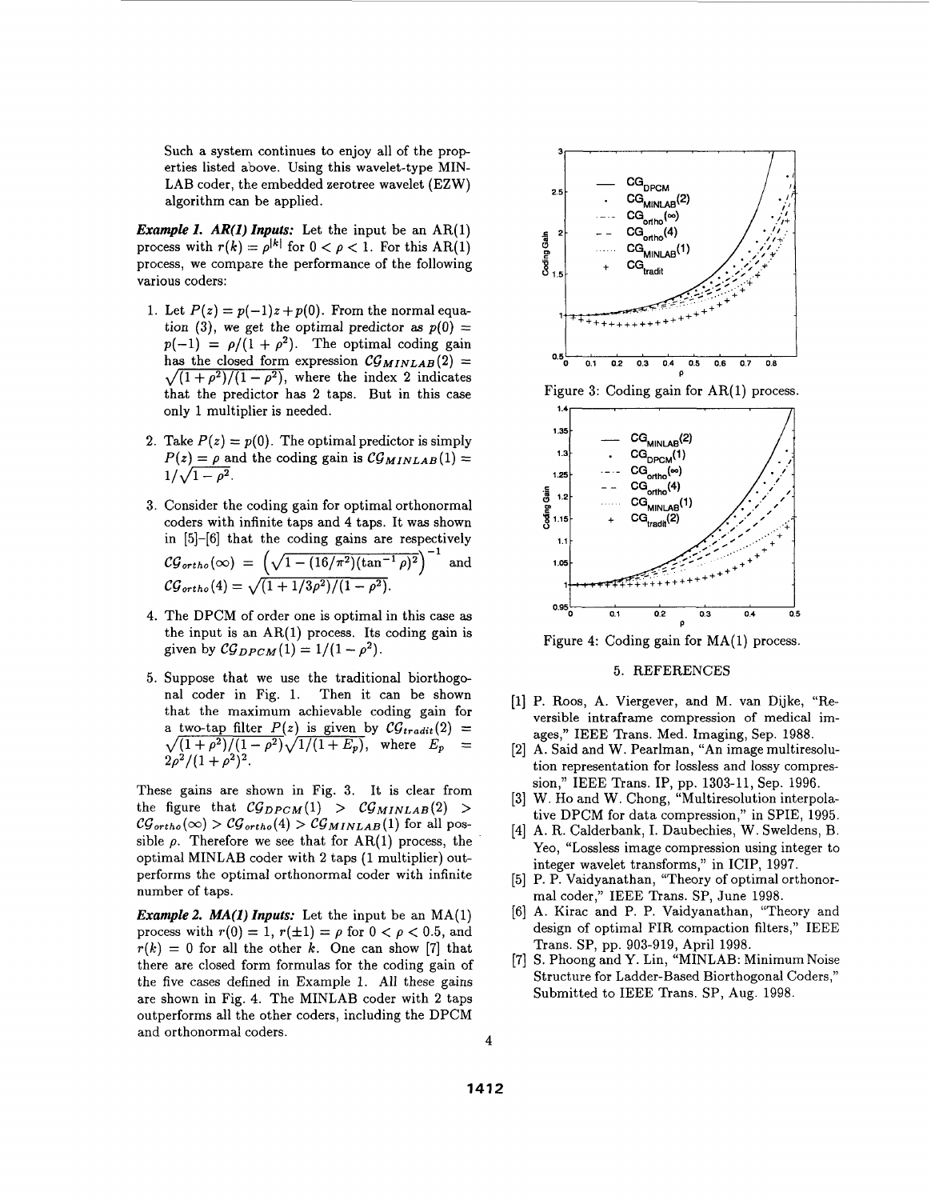Such a system continues to enjoy all of the properties listed above. Using this wavelet-type MINLAB coder, the embedded zerotree wavelet (EZW) algorithm can be applied.

***Example 1. AR(1) Inputs:*** Let the input be an AR(1) process with $r(k) = \rho^{|k|}$ for $0 < \rho < 1$. For this AR(1) process, we compare the performance of the following various coders:

1. Let $P(z) = p(-1)z + p(0)$. From the normal equation (3), we get the optimal predictor as $p(0) = p(-1) = \rho/(1+\rho^2)$. The optimal coding gain has the closed form expression $\mathcal{CG}_{MINLAB}(2) = \sqrt{(1+\rho^2)/(1-\rho^2)}$, where the index 2 indicates that the predictor has 2 taps. But in this case only 1 multiplier is needed.

2. Take $P(z) = p(0)$. The optimal predictor is simply $P(z) = \rho$ and the coding gain is $\mathcal{CG}_{MINLAB}(1) = 1/\sqrt{1-\rho^2}$.

3. Consider the coding gain for optimal orthonormal coders with infinite taps and 4 taps. It was shown in [5]-[6] that the coding gains are respectively $\mathcal{CG}_{ortho}(\infty) = \left(\sqrt{1-(16/\pi^2)(\tan^{-1}\rho)^2}\right)^{-1}$ and $\mathcal{CG}_{ortho}(4) = \sqrt{(1+1/3\rho^2)/(1-\rho^2)}$.

4. The DPCM of order one is optimal in this case as the input is an AR(1) process. Its coding gain is given by $\mathcal{CG}_{DPCM}(1) = 1/(1-\rho^2)$.

5. Suppose that we use the traditional biorthogonal coder in Fig. 1. Then it can be shown that the maximum achievable coding gain for a two-tap filter $P(z)$ is given by $\mathcal{CG}_{tradit}(2) = \sqrt{(1+\rho^2)/(1-\rho^2)}\sqrt{1/(1+E_p)}$, where $E_p = 2\rho^2/(1+\rho^2)^2$.

These gains are shown in Fig. 3. It is clear from the figure that $\mathcal{CG}_{DPCM}(1) > \mathcal{CG}_{MINLAB}(2) > \mathcal{CG}_{ortho}(\infty) > \mathcal{CG}_{ortho}(4) > \mathcal{CG}_{MINLAB}(1)$ for all possible $\rho$. Therefore we see that for AR(1) process, the optimal MINLAB coder with 2 taps (1 multiplier) outperforms the optimal orthonormal coder with infinite number of taps.

***Example 2. MA(1) Inputs:*** Let the input be an MA(1) process with $r(0) = 1$, $r(\pm 1) = \rho$ for $0 < \rho < 0.5$, and $r(k) = 0$ for all the other $k$. One can show [7] that there are closed form formulas for the coding gain of the five cases defined in Example 1. All these gains are shown in Fig. 4. The MINLAB coder with 2 taps outperforms all the other coders, including the DPCM and orthonormal coders.

Coding Gain
CG_DPCM
CG_MINLAB(2)
CG_ortho(∞)
CG_ortho(4)
CG_MINLAB(1)
CG_tradit
0.5, 1, 1.5, 2, 2.5, 3
0, 0.1, 0.2, 0.3, 0.4, 0.5, 0.6, 0.7, 0.8
ρ

Figure 3: Coding gain for AR(1) process.

Coding Gain
CG_MINLAB(2)
CG_DPCM(1)
CG_ortho(∞)
CG_ortho(4)
CG_MINLAB(1)
CG_tradit(2)
0.95, 1, 1.05, 1.1, 1.15, 1.2, 1.25, 1.3, 1.35, 1.4
0, 0.1, 0.2, 0.3, 0.4, 0.5
ρ

Figure 4: Coding gain for MA(1) process.

## 5. REFERENCES

[1] P. Roos, A. Viergever, and M. van Dijke, "Reversible intraframe compression of medical images," IEEE Trans. Med. Imaging, Sep. 1988.

[2] A. Said and W. Pearlman, "An image multiresolution representation for lossless and lossy compression," IEEE Trans. IP, pp. 1303-11, Sep. 1996.

[3] W. Ho and W. Chong, "Multiresolution interpolative DPCM for data compression," in SPIE, 1995.

[4] A. R. Calderbank, I. Daubechies, W. Sweldens, B. Yeo, "Lossless image compression using integer to integer wavelet transforms," in ICIP, 1997.

[5] P. P. Vaidyanathan, "Theory of optimal orthonormal coder," IEEE Trans. SP, June 1998.

[6] A. Kirac and P. P. Vaidyanathan, "Theory and design of optimal FIR compaction filters," IEEE Trans. SP, pp. 903-919, April 1998.

[7] S. Phoong and Y. Lin, "MINLAB: Minimum Noise Structure for Ladder-Based Biorthogonal Coders," Submitted to IEEE Trans. SP, Aug. 1998.